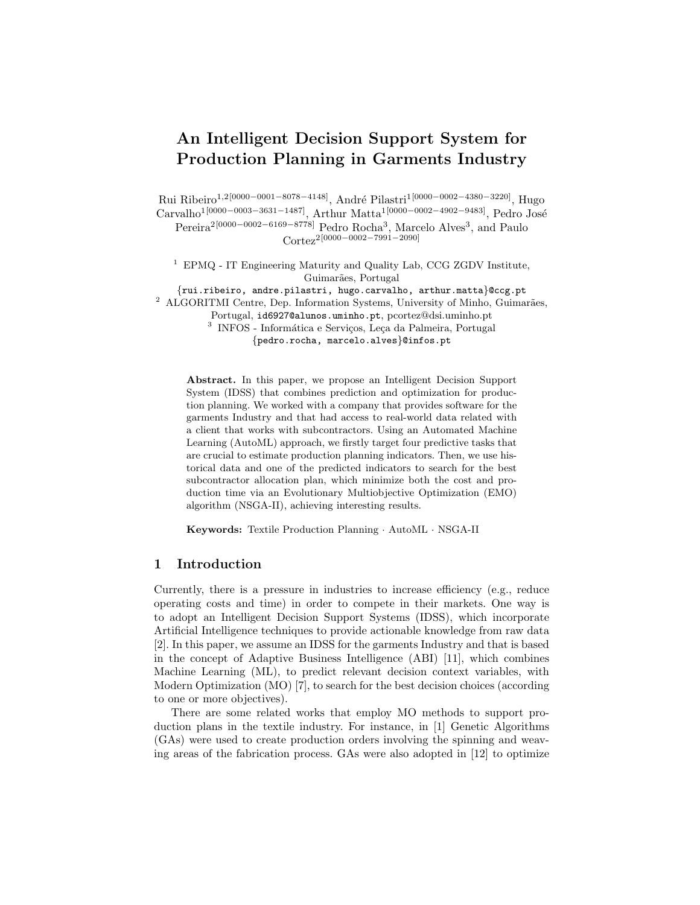# An Intelligent Decision Support System for Production Planning in Garments Industry

Rui Ribeiro[1,2][0000−0001−8078−4148], André Pilastri[1][0000−0002−4380−3220], Hugo Carvalho[1][0000−0003−3631−1487], Arthur Matta[1][0000−0002−4902−9483], Pedro José Pereira[2][0000−0002−6169−8778] Pedro Rocha[3], Marcelo Alves[3], and Paulo Cortez[2][0000−0002−7991−2090]

[1] EPMQ - IT Engineering Maturity and Quality Lab, CCG ZGDV Institute, Guimarães, Portugal
{rui.ribeiro, andre.pilastri, hugo.carvalho, arthur.matta}@ccg.pt

[2] ALGORITMI Centre, Dep. Information Systems, University of Minho, Guimarães, Portugal, id6927@alunos.uminho.pt, pcortez@dsi.uminho.pt

[3] INFOS - Informática e Serviços, Leça da Palmeira, Portugal
{pedro.rocha, marcelo.alves}@infos.pt

**Abstract.** In this paper, we propose an Intelligent Decision Support System (IDSS) that combines prediction and optimization for production planning. We worked with a company that provides software for the garments Industry and that had access to real-world data related with a client that works with subcontractors. Using an Automated Machine Learning (AutoML) approach, we firstly target four predictive tasks that are crucial to estimate production planning indicators. Then, we use historical data and one of the predicted indicators to search for the best subcontractor allocation plan, which minimize both the cost and production time via an Evolutionary Multiobjective Optimization (EMO) algorithm (NSGA-II), achieving interesting results.

**Keywords:** Textile Production Planning · AutoML · NSGA-II

## 1 Introduction

Currently, there is a pressure in industries to increase efficiency (e.g., reduce operating costs and time) in order to compete in their markets. One way is to adopt an Intelligent Decision Support Systems (IDSS), which incorporate Artificial Intelligence techniques to provide actionable knowledge from raw data [2]. In this paper, we assume an IDSS for the garments Industry and that is based in the concept of Adaptive Business Intelligence (ABI) [11], which combines Machine Learning (ML), to predict relevant decision context variables, with Modern Optimization (MO) [7], to search for the best decision choices (according to one or more objectives).

There are some related works that employ MO methods to support production plans in the textile industry. For instance, in [1] Genetic Algorithms (GAs) were used to create production orders involving the spinning and weaving areas of the fabrication process. GAs were also adopted in [12] to optimize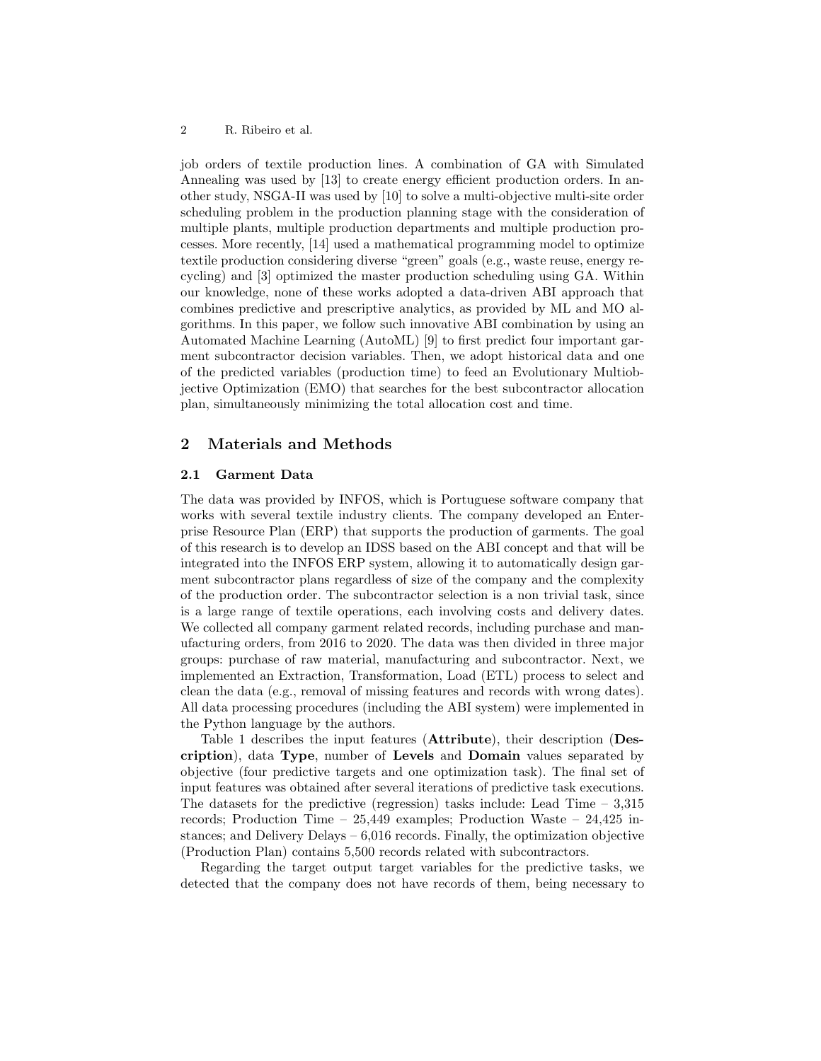job orders of textile production lines. A combination of GA with Simulated Annealing was used by [13] to create energy efficient production orders. In another study, NSGA-II was used by [10] to solve a multi-objective multi-site order scheduling problem in the production planning stage with the consideration of multiple plants, multiple production departments and multiple production processes. More recently, [14] used a mathematical programming model to optimize textile production considering diverse "green" goals (e.g., waste reuse, energy recycling) and [3] optimized the master production scheduling using GA. Within our knowledge, none of these works adopted a data-driven ABI approach that combines predictive and prescriptive analytics, as provided by ML and MO algorithms. In this paper, we follow such innovative ABI combination by using an Automated Machine Learning (AutoML) [9] to first predict four important garment subcontractor decision variables. Then, we adopt historical data and one of the predicted variables (production time) to feed an Evolutionary Multiobjective Optimization (EMO) that searches for the best subcontractor allocation plan, simultaneously minimizing the total allocation cost and time.

## 2 Materials and Methods

### 2.1 Garment Data

The data was provided by INFOS, which is Portuguese software company that works with several textile industry clients. The company developed an Enterprise Resource Plan (ERP) that supports the production of garments. The goal of this research is to develop an IDSS based on the ABI concept and that will be integrated into the INFOS ERP system, allowing it to automatically design garment subcontractor plans regardless of size of the company and the complexity of the production order. The subcontractor selection is a non trivial task, since is a large range of textile operations, each involving costs and delivery dates. We collected all company garment related records, including purchase and manufacturing orders, from 2016 to 2020. The data was then divided in three major groups: purchase of raw material, manufacturing and subcontractor. Next, we implemented an Extraction, Transformation, Load (ETL) process to select and clean the data (e.g., removal of missing features and records with wrong dates). All data processing procedures (including the ABI system) were implemented in the Python language by the authors.

Table 1 describes the input features (**Attribute**), their description (**Description**), data **Type**, number of **Levels** and **Domain** values separated by objective (four predictive targets and one optimization task). The final set of input features was obtained after several iterations of predictive task executions. The datasets for the predictive (regression) tasks include: Lead Time – 3,315 records; Production Time – 25,449 examples; Production Waste – 24,425 instances; and Delivery Delays – 6,016 records. Finally, the optimization objective (Production Plan) contains 5,500 records related with subcontractors.

Regarding the target output target variables for the predictive tasks, we detected that the company does not have records of them, being necessary to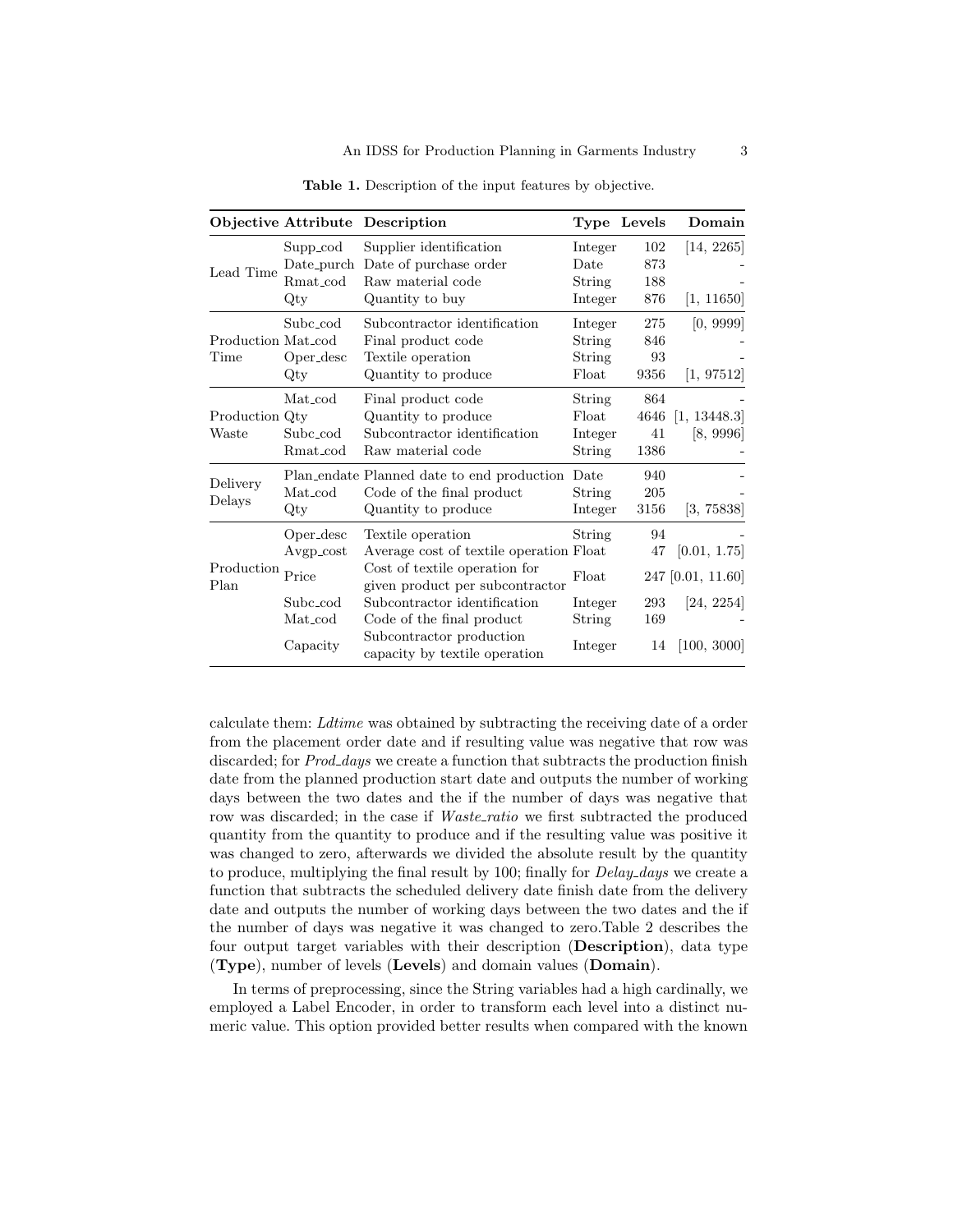Table 1. Description of the input features by objective.

| Objective | Attribute | Description | Type | Levels | Domain |
|---|---|---|---|---|---|
| Lead Time | Supp_cod | Supplier identification | Integer | 102 | [14, 2265] |
| | Date_purch | Date of purchase order | Date | 873 | - |
| | Rmat_cod | Raw material code | String | 188 | - |
| | Qty | Quantity to buy | Integer | 876 | [1, 11650] |
| Production Time | Subc_cod | Subcontractor identification | Integer | 275 | [0, 9999] |
| | Mat_cod | Final product code | String | 846 | - |
| | Oper_desc | Textile operation | String | 93 | - |
| | Qty | Quantity to produce | Float | 9356 | [1, 97512] |
| Production Waste | Mat_cod | Final product code | String | 864 | - |
| | Qty | Quantity to produce | Float | 4646 | [1, 13448.3] |
| | Subc_cod | Subcontractor identification | Integer | 41 | [8, 9996] |
| | Rmat_cod | Raw material code | String | 1386 | - |
| Delivery Delays | Plan_endate | Planned date to end production | Date | 940 | - |
| | Mat_cod | Code of the final product | String | 205 | - |
| | Qty | Quantity to produce | Integer | 3156 | [3, 75838] |
| Production Plan | Oper_desc | Textile operation | String | 94 | - |
| | Avgp_cost | Average cost of textile operation | Float | 47 | [0.01, 1.75] |
| | Price | Cost of textile operation for given product per subcontractor | Float | 247 | [0.01, 11.60] |
| | Subc_cod | Subcontractor identification | Integer | 293 | [24, 2254] |
| | Mat_cod | Code of the final product | String | 169 | - |
| | Capacity | Subcontractor production capacity by textile operation | Integer | 14 | [100, 3000] |

calculate them: *Ldtime* was obtained by subtracting the receiving date of a order from the placement order date and if resulting value was negative that row was discarded; for *Prod_days* we create a function that subtracts the production finish date from the planned production start date and outputs the number of working days between the two dates and the if the number of days was negative that row was discarded; in the case if *Waste_ratio* we first subtracted the produced quantity from the quantity to produce and if the resulting value was positive it was changed to zero, afterwards we divided the absolute result by the quantity to produce, multiplying the final result by 100; finally for *Delay_days* we create a function that subtracts the scheduled delivery date finish date from the delivery date and outputs the number of working days between the two dates and the if the number of days was negative it was changed to zero.Table 2 describes the four output target variables with their description (**Description**), data type (**Type**), number of levels (**Levels**) and domain values (**Domain**).

In terms of preprocessing, since the String variables had a high cardinally, we employed a Label Encoder, in order to transform each level into a distinct numeric value. This option provided better results when compared with the known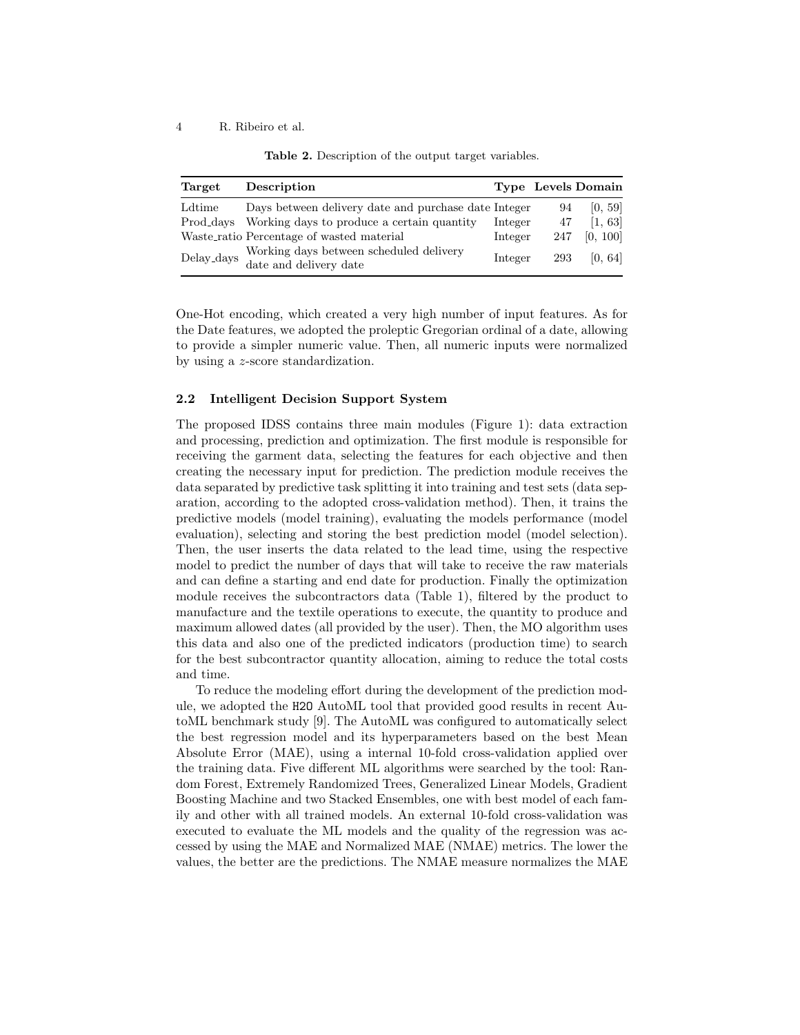**Table 2.** Description of the output target variables.

| Target | Description | Type | Levels | Domain |
|---|---|---|---|---|
| Ldtime | Days between delivery date and purchase date | Integer | 94 | [0, 59] |
| Prod_days | Working days to produce a certain quantity | Integer | 47 | [1, 63] |
| Waste_ratio | Percentage of wasted material | Integer | 247 | [0, 100] |
| Delay_days | Working days between scheduled delivery date and delivery date | Integer | 293 | [0, 64] |

One-Hot encoding, which created a very high number of input features. As for the Date features, we adopted the proleptic Gregorian ordinal of a date, allowing to provide a simpler numeric value. Then, all numeric inputs were normalized by using a $z$-score standardization.

### 2.2 Intelligent Decision Support System

The proposed IDSS contains three main modules (Figure 1): data extraction and processing, prediction and optimization. The first module is responsible for receiving the garment data, selecting the features for each objective and then creating the necessary input for prediction. The prediction module receives the data separated by predictive task splitting it into training and test sets (data separation, according to the adopted cross-validation method). Then, it trains the predictive models (model training), evaluating the models performance (model evaluation), selecting and storing the best prediction model (model selection). Then, the user inserts the data related to the lead time, using the respective model to predict the number of days that will take to receive the raw materials and can define a starting and end date for production. Finally the optimization module receives the subcontractors data (Table 1), filtered by the product to manufacture and the textile operations to execute, the quantity to produce and maximum allowed dates (all provided by the user). Then, the MO algorithm uses this data and also one of the predicted indicators (production time) to search for the best subcontractor quantity allocation, aiming to reduce the total costs and time.

To reduce the modeling effort during the development of the prediction module, we adopted the `H2O` AutoML tool that provided good results in recent AutoML benchmark study [9]. The AutoML was configured to automatically select the best regression model and its hyperparameters based on the best Mean Absolute Error (MAE), using a internal 10-fold cross-validation applied over the training data. Five different ML algorithms were searched by the tool: Random Forest, Extremely Randomized Trees, Generalized Linear Models, Gradient Boosting Machine and two Stacked Ensembles, one with best model of each family and other with all trained models. An external 10-fold cross-validation was executed to evaluate the ML models and the quality of the regression was accessed by using the MAE and Normalized MAE (NMAE) metrics. The lower the values, the better are the predictions. The NMAE measure normalizes the MAE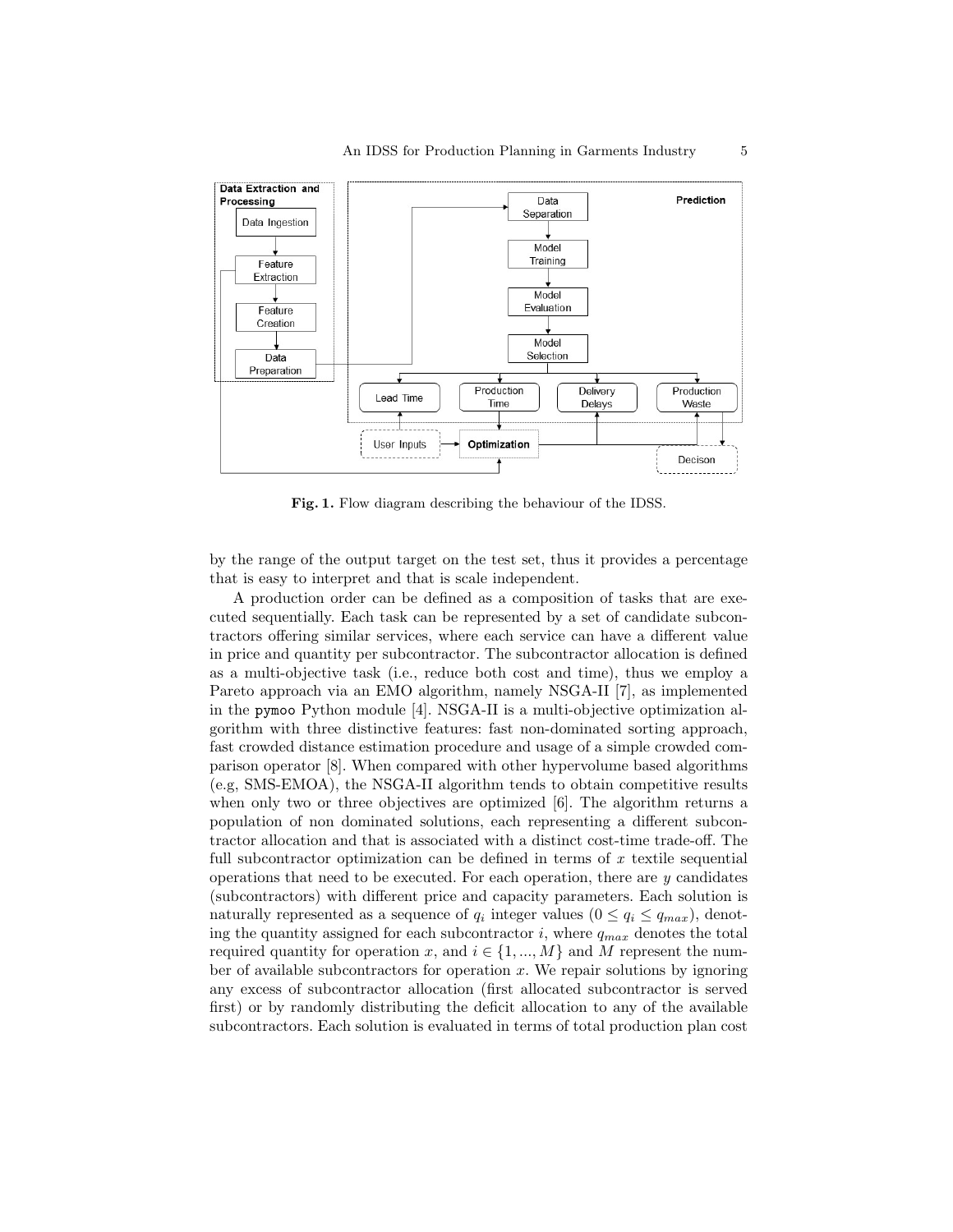Fig. 1. Flow diagram describing the behaviour of the IDSS.

by the range of the output target on the test set, thus it provides a percentage that is easy to interpret and that is scale independent.

A production order can be defined as a composition of tasks that are executed sequentially. Each task can be represented by a set of candidate subcontractors offering similar services, where each service can have a different value in price and quantity per subcontractor. The subcontractor allocation is defined as a multi-objective task (i.e., reduce both cost and time), thus we employ a Pareto approach via an EMO algorithm, namely NSGA-II [7], as implemented in the `pymoo` Python module [4]. NSGA-II is a multi-objective optimization algorithm with three distinctive features: fast non-dominated sorting approach, fast crowded distance estimation procedure and usage of a simple crowded comparison operator [8]. When compared with other hypervolume based algorithms (e.g, SMS-EMOA), the NSGA-II algorithm tends to obtain competitive results when only two or three objectives are optimized [6]. The algorithm returns a population of non dominated solutions, each representing a different subcontractor allocation and that is associated with a distinct cost-time trade-off. The full subcontractor optimization can be defined in terms of $x$ textile sequential operations that need to be executed. For each operation, there are $y$ candidates (subcontractors) with different price and capacity parameters. Each solution is naturally represented as a sequence of $q_i$ integer values ($0 \leq q_i \leq q_{max}$), denoting the quantity assigned for each subcontractor $i$, where $q_{max}$ denotes the total required quantity for operation $x$, and $i \in \{1, ..., M\}$ and $M$ represent the number of available subcontractors for operation $x$. We repair solutions by ignoring any excess of subcontractor allocation (first allocated subcontractor is served first) or by randomly distributing the deficit allocation to any of the available subcontractors. Each solution is evaluated in terms of total production plan cost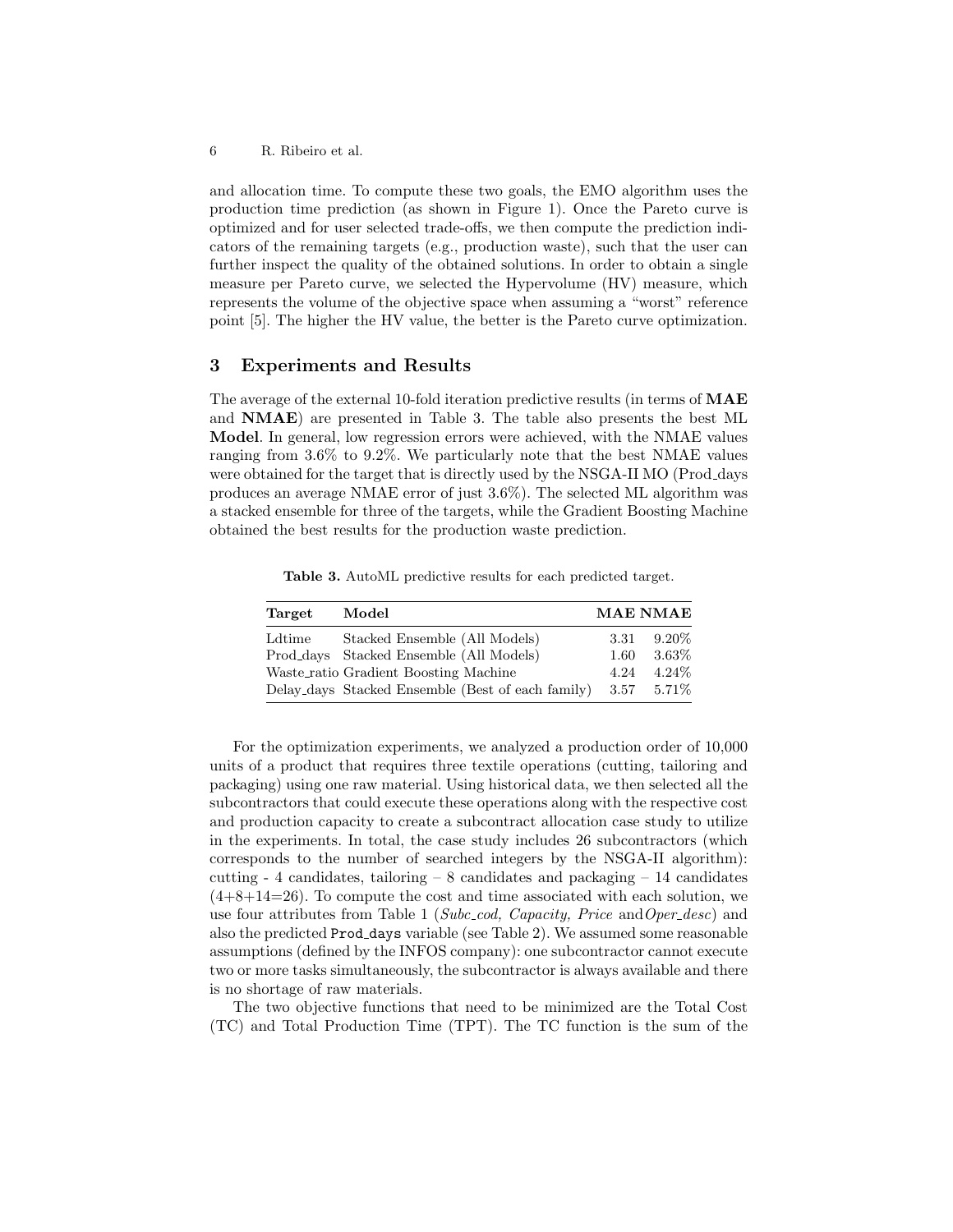and allocation time. To compute these two goals, the EMO algorithm uses the production time prediction (as shown in Figure 1). Once the Pareto curve is optimized and for user selected trade-offs, we then compute the prediction indicators of the remaining targets (e.g., production waste), such that the user can further inspect the quality of the obtained solutions. In order to obtain a single measure per Pareto curve, we selected the Hypervolume (HV) measure, which represents the volume of the objective space when assuming a "worst" reference point [5]. The higher the HV value, the better is the Pareto curve optimization.

## 3 Experiments and Results

The average of the external 10-fold iteration predictive results (in terms of **MAE** and **NMAE**) are presented in Table 3. The table also presents the best ML **Model**. In general, low regression errors were achieved, with the NMAE values ranging from 3.6% to 9.2%. We particularly note that the best NMAE values were obtained for the target that is directly used by the NSGA-II MO (Prod_days produces an average NMAE error of just 3.6%). The selected ML algorithm was a stacked ensemble for three of the targets, while the Gradient Boosting Machine obtained the best results for the production waste prediction.

**Table 3.** AutoML predictive results for each predicted target.

| Target | Model | MAE | NMAE |
|---|---|---|---|
| Ldtime | Stacked Ensemble (All Models) | 3.31 | 9.20% |
| Prod_days | Stacked Ensemble (All Models) | 1.60 | 3.63% |
| Waste_ratio | Gradient Boosting Machine | 4.24 | 4.24% |
| Delay_days | Stacked Ensemble (Best of each family) | 3.57 | 5.71% |

For the optimization experiments, we analyzed a production order of 10,000 units of a product that requires three textile operations (cutting, tailoring and packaging) using one raw material. Using historical data, we then selected all the subcontractors that could execute these operations along with the respective cost and production capacity to create a subcontract allocation case study to utilize in the experiments. In total, the case study includes 26 subcontractors (which corresponds to the number of searched integers by the NSGA-II algorithm): cutting - 4 candidates, tailoring – 8 candidates and packaging – 14 candidates (4+8+14=26). To compute the cost and time associated with each solution, we use four attributes from Table 1 (*Subc_cod, Capacity, Price* and*Oper_desc*) and also the predicted `Prod_days` variable (see Table 2). We assumed some reasonable assumptions (defined by the INFOS company): one subcontractor cannot execute two or more tasks simultaneously, the subcontractor is always available and there is no shortage of raw materials.

The two objective functions that need to be minimized are the Total Cost (TC) and Total Production Time (TPT). The TC function is the sum of the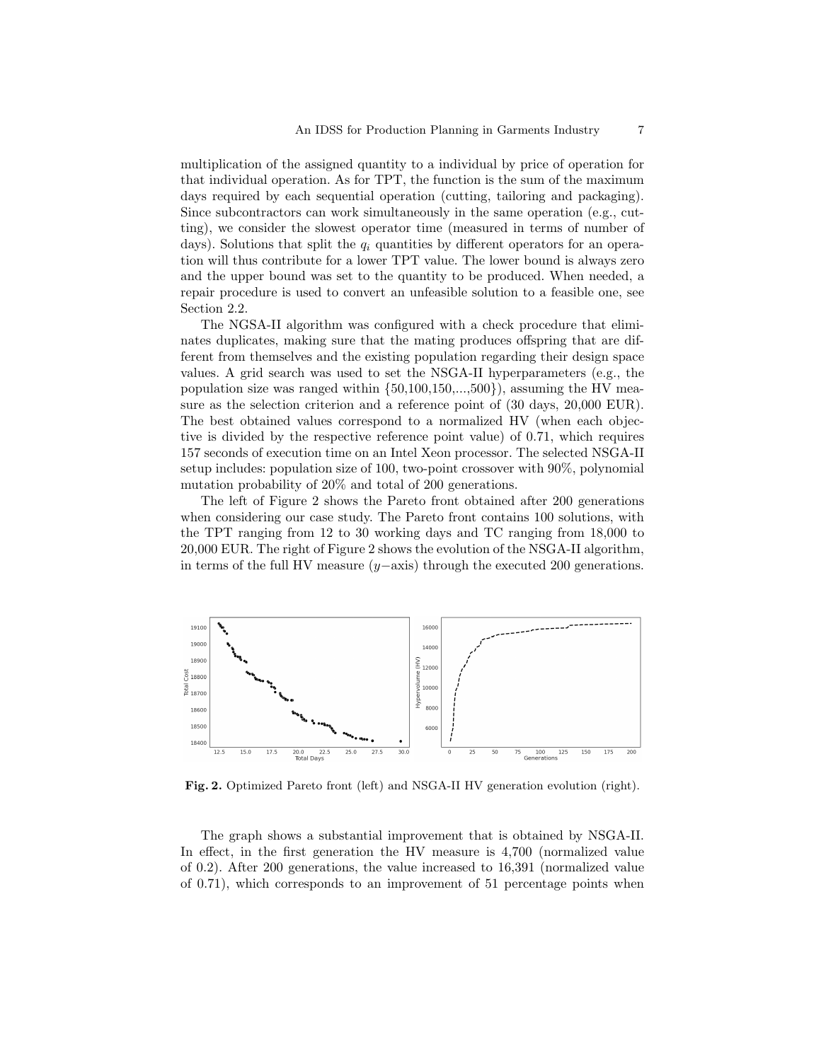multiplication of the assigned quantity to a individual by price of operation for that individual operation. As for TPT, the function is the sum of the maximum days required by each sequential operation (cutting, tailoring and packaging). Since subcontractors can work simultaneously in the same operation (e.g., cutting), we consider the slowest operator time (measured in terms of number of days). Solutions that split the $q_i$ quantities by different operators for an operation will thus contribute for a lower TPT value. The lower bound is always zero and the upper bound was set to the quantity to be produced. When needed, a repair procedure is used to convert an unfeasible solution to a feasible one, see Section 2.2.

The NGSA-II algorithm was configured with a check procedure that eliminates duplicates, making sure that the mating produces offspring that are different from themselves and the existing population regarding their design space values. A grid search was used to set the NSGA-II hyperparameters (e.g., the population size was ranged within {50,100,150,...,500}), assuming the HV measure as the selection criterion and a reference point of (30 days, 20,000 EUR). The best obtained values correspond to a normalized HV (when each objective is divided by the respective reference point value) of 0.71, which requires 157 seconds of execution time on an Intel Xeon processor. The selected NSGA-II setup includes: population size of 100, two-point crossover with 90%, polynomial mutation probability of 20% and total of 200 generations.

The left of Figure 2 shows the Pareto front obtained after 200 generations when considering our case study. The Pareto front contains 100 solutions, with the TPT ranging from 12 to 30 working days and TC ranging from 18,000 to 20,000 EUR. The right of Figure 2 shows the evolution of the NSGA-II algorithm, in terms of the full HV measure ($y-$axis) through the executed 200 generations.

**Fig. 2.** Optimized Pareto front (left) and NSGA-II HV generation evolution (right).

The graph shows a substantial improvement that is obtained by NSGA-II. In effect, in the first generation the HV measure is 4,700 (normalized value of 0.2). After 200 generations, the value increased to 16,391 (normalized value of 0.71), which corresponds to an improvement of 51 percentage points when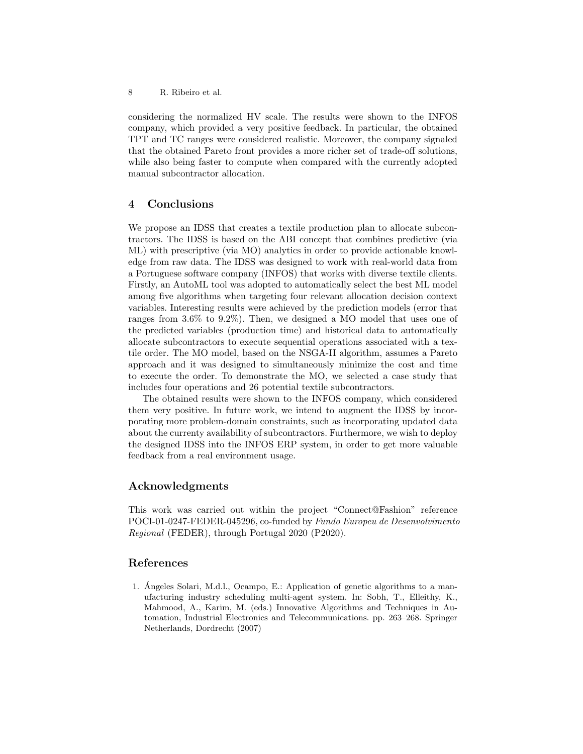considering the normalized HV scale. The results were shown to the INFOS company, which provided a very positive feedback. In particular, the obtained TPT and TC ranges were considered realistic. Moreover, the company signaled that the obtained Pareto front provides a more richer set of trade-off solutions, while also being faster to compute when compared with the currently adopted manual subcontractor allocation.

## 4 Conclusions

We propose an IDSS that creates a textile production plan to allocate subcontractors. The IDSS is based on the ABI concept that combines predictive (via ML) with prescriptive (via MO) analytics in order to provide actionable knowledge from raw data. The IDSS was designed to work with real-world data from a Portuguese software company (INFOS) that works with diverse textile clients. Firstly, an AutoML tool was adopted to automatically select the best ML model among five algorithms when targeting four relevant allocation decision context variables. Interesting results were achieved by the prediction models (error that ranges from 3.6% to 9.2%). Then, we designed a MO model that uses one of the predicted variables (production time) and historical data to automatically allocate subcontractors to execute sequential operations associated with a textile order. The MO model, based on the NSGA-II algorithm, assumes a Pareto approach and it was designed to simultaneously minimize the cost and time to execute the order. To demonstrate the MO, we selected a case study that includes four operations and 26 potential textile subcontractors.

The obtained results were shown to the INFOS company, which considered them very positive. In future work, we intend to augment the IDSS by incorporating more problem-domain constraints, such as incorporating updated data about the currenty availability of subcontractors. Furthermore, we wish to deploy the designed IDSS into the INFOS ERP system, in order to get more valuable feedback from a real environment usage.

## Acknowledgments

This work was carried out within the project "Connect@Fashion" reference POCI-01-0247-FEDER-045296, co-funded by *Fundo Europeu de Desenvolvimento Regional* (FEDER), through Portugal 2020 (P2020).

## References

1. Ángeles Solari, M.d.l., Ocampo, E.: Application of genetic algorithms to a manufacturing industry scheduling multi-agent system. In: Sobh, T., Elleithy, K., Mahmood, A., Karim, M. (eds.) Innovative Algorithms and Techniques in Automation, Industrial Electronics and Telecommunications. pp. 263–268. Springer Netherlands, Dordrecht (2007)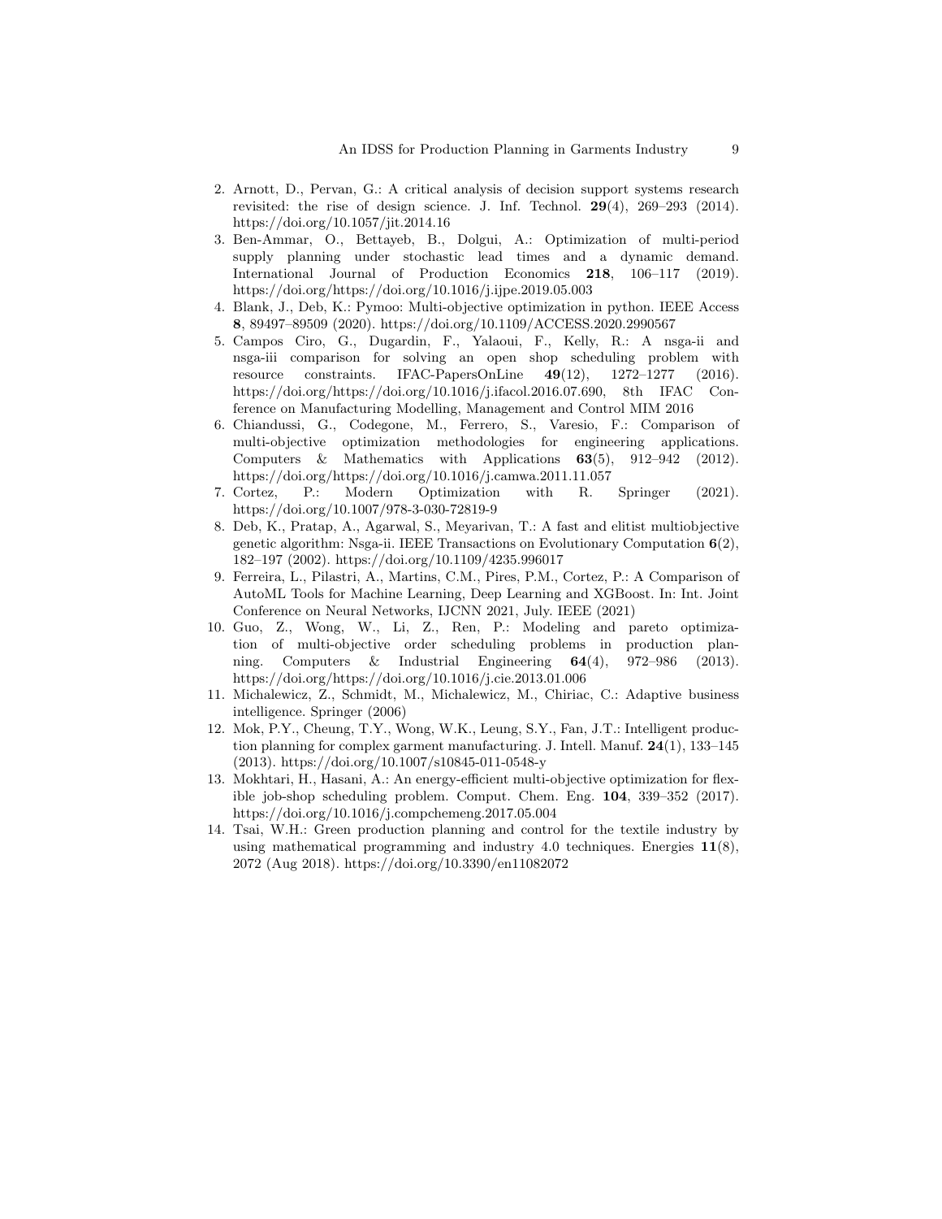2. Arnott, D., Pervan, G.: A critical analysis of decision support systems research revisited: the rise of design science. J. Inf. Technol. **29**(4), 269–293 (2014). https://doi.org/10.1057/jit.2014.16
3. Ben-Ammar, O., Bettayeb, B., Dolgui, A.: Optimization of multi-period supply planning under stochastic lead times and a dynamic demand. International Journal of Production Economics **218**, 106–117 (2019). https://doi.org/https://doi.org/10.1016/j.ijpe.2019.05.003
4. Blank, J., Deb, K.: Pymoo: Multi-objective optimization in python. IEEE Access **8**, 89497–89509 (2020). https://doi.org/10.1109/ACCESS.2020.2990567
5. Campos Ciro, G., Dugardin, F., Yalaoui, F., Kelly, R.: A nsga-ii and nsga-iii comparison for solving an open shop scheduling problem with resource constraints. IFAC-PapersOnLine **49**(12), 1272–1277 (2016). https://doi.org/https://doi.org/10.1016/j.ifacol.2016.07.690, 8th IFAC Conference on Manufacturing Modelling, Management and Control MIM 2016
6. Chiandussi, G., Codegone, M., Ferrero, S., Varesio, F.: Comparison of multi-objective optimization methodologies for engineering applications. Computers & Mathematics with Applications **63**(5), 912–942 (2012). https://doi.org/https://doi.org/10.1016/j.camwa.2011.11.057
7. Cortez, P.: Modern Optimization with R. Springer (2021). https://doi.org/10.1007/978-3-030-72819-9
8. Deb, K., Pratap, A., Agarwal, S., Meyarivan, T.: A fast and elitist multiobjective genetic algorithm: Nsga-ii. IEEE Transactions on Evolutionary Computation **6**(2), 182–197 (2002). https://doi.org/10.1109/4235.996017
9. Ferreira, L., Pilastri, A., Martins, C.M., Pires, P.M., Cortez, P.: A Comparison of AutoML Tools for Machine Learning, Deep Learning and XGBoost. In: Int. Joint Conference on Neural Networks, IJCNN 2021, July. IEEE (2021)
10. Guo, Z., Wong, W., Li, Z., Ren, P.: Modeling and pareto optimization of multi-objective order scheduling problems in production planning. Computers & Industrial Engineering **64**(4), 972–986 (2013). https://doi.org/https://doi.org/10.1016/j.cie.2013.01.006
11. Michalewicz, Z., Schmidt, M., Michalewicz, M., Chiriac, C.: Adaptive business intelligence. Springer (2006)
12. Mok, P.Y., Cheung, T.Y., Wong, W.K., Leung, S.Y., Fan, J.T.: Intelligent production planning for complex garment manufacturing. J. Intell. Manuf. **24**(1), 133–145 (2013). https://doi.org/10.1007/s10845-011-0548-y
13. Mokhtari, H., Hasani, A.: An energy-efficient multi-objective optimization for flexible job-shop scheduling problem. Comput. Chem. Eng. **104**, 339–352 (2017). https://doi.org/10.1016/j.compchemeng.2017.05.004
14. Tsai, W.H.: Green production planning and control for the textile industry by using mathematical programming and industry 4.0 techniques. Energies **11**(8), 2072 (Aug 2018). https://doi.org/10.3390/en11082072